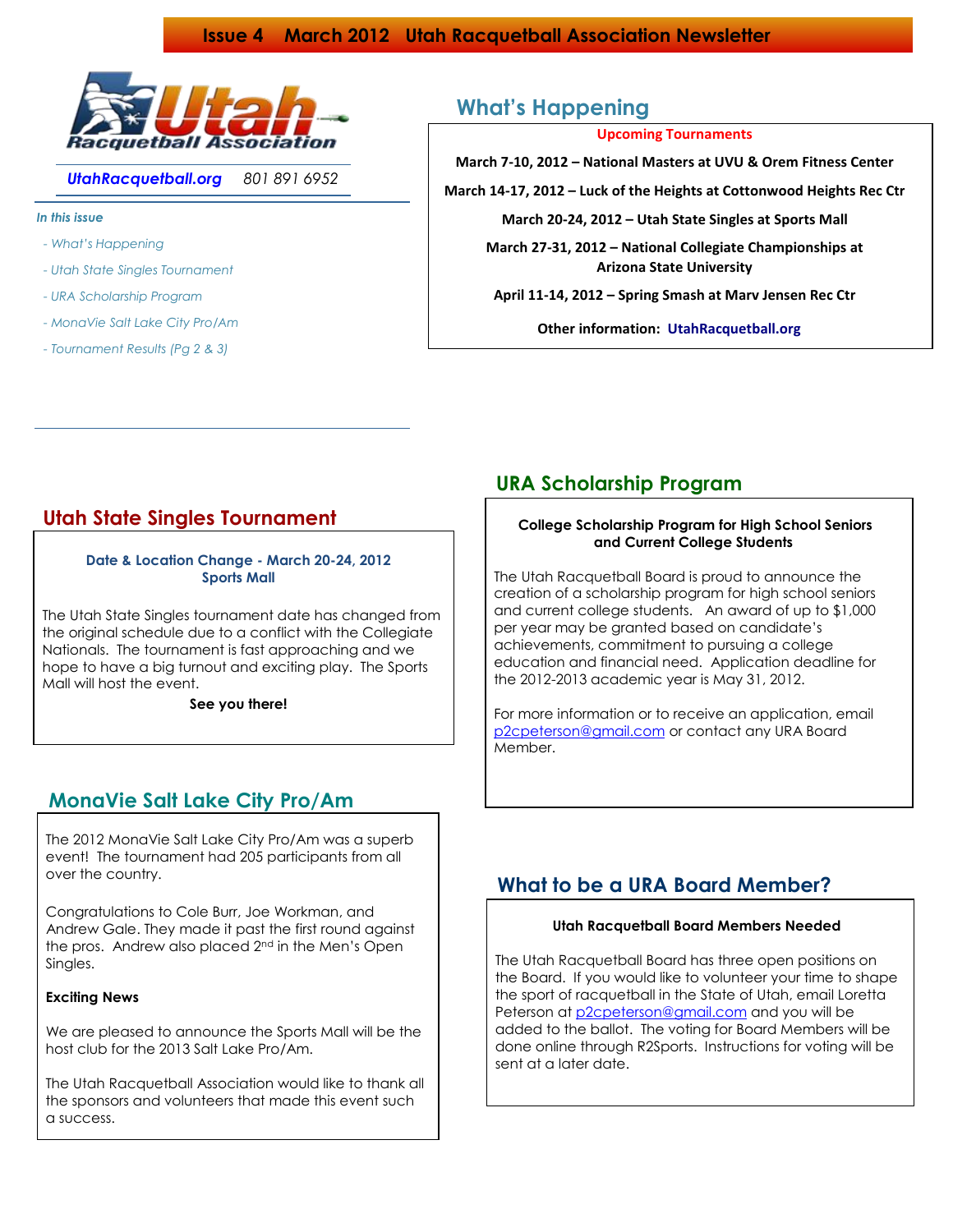# Issue 4 March 2012 Utah Racquetball Association Newsletter

Utah Racquetball Association

*UtahRacquetball.org* *801 891 6952*

*In this issue*

- *What's Happening*
- *Utah State Singles Tournament*
- *URA Scholarship Program*
- *MonaVie Salt Lake City Pro/Am*
- *Tournament Results (Pg 2 & 3)*

## What's Happening

**Upcoming Tournaments**

**March 7-10, 2012 – National Masters at UVU & Orem Fitness Center**

**March 14-17, 2012 – Luck of the Heights at Cottonwood Heights Rec Ctr**

**March 20-24, 2012 – Utah State Singles at Sports Mall**

**March 27-31, 2012 – National Collegiate Championships at Arizona State University**

**April 11-14, 2012 – Spring Smash at Marv Jensen Rec Ctr**

**Other information: UtahRacquetball.org**

## Utah State Singles Tournament

**Date & Location Change - March 20-24, 2012**
**Sports Mall**

The Utah State Singles tournament date has changed from the original schedule due to a conflict with the Collegiate Nationals. The tournament is fast approaching and we hope to have a big turnout and exciting play. The Sports Mall will host the event.

**See you there!**

## MonaVie Salt Lake City Pro/Am

The 2012 MonaVie Salt Lake City Pro/Am was a superb event! The tournament had 205 participants from all over the country.

Congratulations to Cole Burr, Joe Workman, and Andrew Gale. They made it past the first round against the pros. Andrew also placed 2nd in the Men's Open Singles.

**Exciting News**

We are pleased to announce the Sports Mall will be the host club for the 2013 Salt Lake Pro/Am.

The Utah Racquetball Association would like to thank all the sponsors and volunteers that made this event such a success.

## URA Scholarship Program

**College Scholarship Program for High School Seniors and Current College Students**

The Utah Racquetball Board is proud to announce the creation of a scholarship program for high school seniors and current college students. An award of up to $1,000 per year may be granted based on candidate's achievements, commitment to pursuing a college education and financial need. Application deadline for the 2012-2013 academic year is May 31, 2012.

For more information or to receive an application, email p2cpeterson@gmail.com or contact any URA Board Member.

## What to be a URA Board Member?

**Utah Racquetball Board Members Needed**

The Utah Racquetball Board has three open positions on the Board. If you would like to volunteer your time to shape the sport of racquetball in the State of Utah, email Loretta Peterson at p2cpeterson@gmail.com and you will be added to the ballot. The voting for Board Members will be done online through R2Sports. Instructions for voting will be sent at a later date.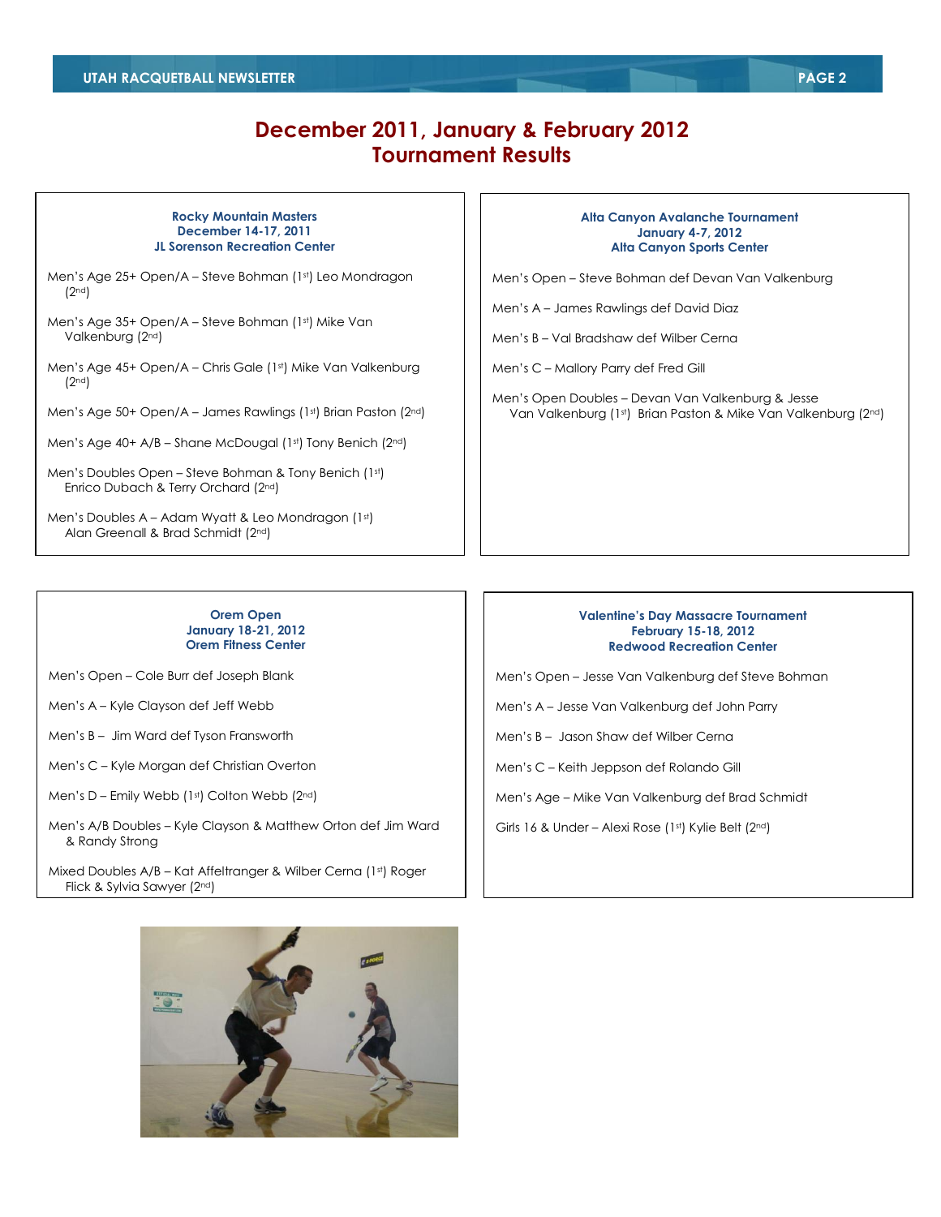# December 2011, January & February 2012 Tournament Results

### Rocky Mountain Masters
**December 14-17, 2011**
**JL Sorenson Recreation Center**

Men's Age 25+ Open/A – Steve Bohman (1st) Leo Mondragon (2nd)

Men's Age 35+ Open/A – Steve Bohman (1st) Mike Van Valkenburg (2nd)

Men's Age 45+ Open/A – Chris Gale (1st) Mike Van Valkenburg (2nd)

Men's Age 50+ Open/A – James Rawlings (1st) Brian Paston (2nd)

Men's Age 40+ A/B – Shane McDougal (1st) Tony Benich (2nd)

Men's Doubles Open – Steve Bohman & Tony Benich (1st) Enrico Dubach & Terry Orchard (2nd)

Men's Doubles A – Adam Wyatt & Leo Mondragon (1st) Alan Greenall & Brad Schmidt (2nd)

### Alta Canyon Avalanche Tournament
**January 4-7, 2012**
**Alta Canyon Sports Center**

Men's Open – Steve Bohman def Devan Van Valkenburg

Men's A – James Rawlings def David Diaz

Men's B – Val Bradshaw def Wilber Cerna

Men's C – Mallory Parry def Fred Gill

Men's Open Doubles – Devan Van Valkenburg & Jesse Van Valkenburg (1st) Brian Paston & Mike Van Valkenburg (2nd)

### Orem Open
**January 18-21, 2012**
**Orem Fitness Center**

Men's Open – Cole Burr def Joseph Blank

Men's A – Kyle Clayson def Jeff Webb

Men's B – Jim Ward def Tyson Fransworth

Men's C – Kyle Morgan def Christian Overton

Men's D – Emily Webb (1st) Colton Webb (2nd)

Men's A/B Doubles – Kyle Clayson & Matthew Orton def Jim Ward & Randy Strong

Mixed Doubles A/B – Kat Affeltranger & Wilber Cerna (1st) Roger Flick & Sylvia Sawyer (2nd)

### Valentine's Day Massacre Tournament
**February 15-18, 2012**
**Redwood Recreation Center**

Men's Open – Jesse Van Valkenburg def Steve Bohman

Men's A – Jesse Van Valkenburg def John Parry

Men's B – Jason Shaw def Wilber Cerna

Men's C – Keith Jeppson def Rolando Gill

Men's Age – Mike Van Valkenburg def Brad Schmidt

Girls 16 & Under – Alexi Rose (1st) Kylie Belt (2nd)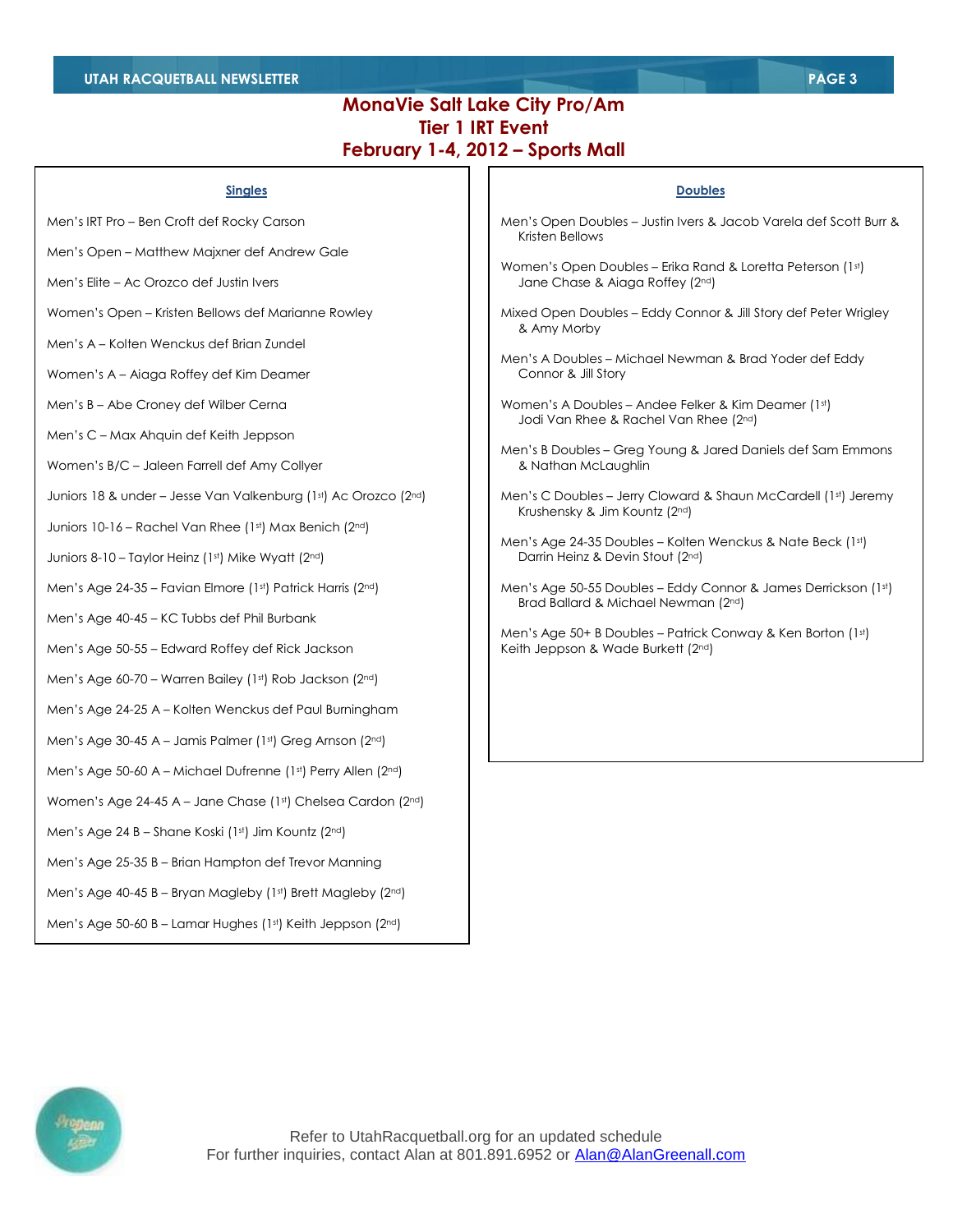## MonaVie Salt Lake City Pro/Am
## Tier 1 IRT Event
## February 1-4, 2012 – Sports Mall

### Singles

Men's IRT Pro – Ben Croft def Rocky Carson

Men's Open – Matthew Majxner def Andrew Gale

Men's Elite – Ac Orozco def Justin Ivers

Women's Open – Kristen Bellows def Marianne Rowley

Men's A – Kolten Wenckus def Brian Zundel

Women's A – Aiaga Roffey def Kim Deamer

Men's B – Abe Croney def Wilber Cerna

Men's C – Max Ahquin def Keith Jeppson

Women's B/C – Jaleen Farrell def Amy Collyer

Juniors 18 & under – Jesse Van Valkenburg (1st) Ac Orozco (2nd)

Juniors 10-16 – Rachel Van Rhee (1st) Max Benich (2nd)

Juniors 8-10 – Taylor Heinz (1st) Mike Wyatt (2nd)

Men's Age 24-35 – Favian Elmore (1st) Patrick Harris (2nd)

Men's Age 40-45 – KC Tubbs def Phil Burbank

Men's Age 50-55 – Edward Roffey def Rick Jackson

Men's Age 60-70 – Warren Bailey (1st) Rob Jackson (2nd)

Men's Age 24-25 A – Kolten Wenckus def Paul Burningham

Men's Age 30-45 A – Jamis Palmer (1st) Greg Arnson (2nd)

Men's Age 50-60 A – Michael Dufrenne (1st) Perry Allen (2nd)

Women's Age 24-45 A – Jane Chase (1st) Chelsea Cardon (2nd)

Men's Age 24 B – Shane Koski (1st) Jim Kountz (2nd)

Men's Age 25-35 B – Brian Hampton def Trevor Manning

Men's Age 40-45 B – Bryan Magleby (1st) Brett Magleby (2nd)

Men's Age 50-60 B – Lamar Hughes (1st) Keith Jeppson (2nd)

### Doubles

Men's Open Doubles – Justin Ivers & Jacob Varela def Scott Burr & Kristen Bellows

Women's Open Doubles – Erika Rand & Loretta Peterson (1st) Jane Chase & Aiaga Roffey (2nd)

Mixed Open Doubles – Eddy Connor & Jill Story def Peter Wrigley & Amy Morby

Men's A Doubles – Michael Newman & Brad Yoder def Eddy Connor & Jill Story

Women's A Doubles – Andee Felker & Kim Deamer (1st) Jodi Van Rhee & Rachel Van Rhee (2nd)

Men's B Doubles – Greg Young & Jared Daniels def Sam Emmons & Nathan McLaughlin

Men's C Doubles – Jerry Cloward & Shaun McCardell (1st) Jeremy Krushensky & Jim Kountz (2nd)

Men's Age 24-35 Doubles – Kolten Wenckus & Nate Beck (1st) Darrin Heinz & Devin Stout (2nd)

Men's Age 50-55 Doubles – Eddy Connor & James Derrickson (1st) Brad Ballard & Michael Newman (2nd)

Men's Age 50+ B Doubles – Patrick Conway & Ken Borton (1st) Keith Jeppson & Wade Burkett (2nd)

Refer to UtahRacquetball.org for an updated schedule
For further inquiries, contact Alan at 801.891.6952 or Alan@AlanGreenall.com